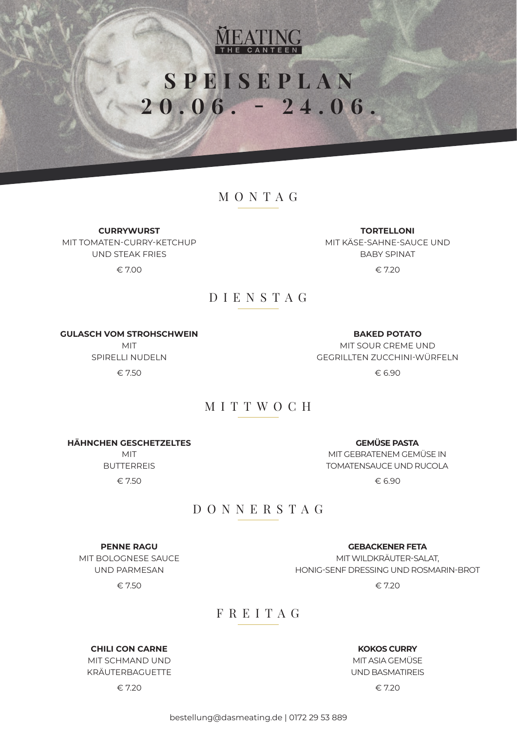MEATING
THE CANTEEN

# SPEISEPLAN 20.06. - 24.06.

## MONTAG

**CURRYWURST**
MIT TOMATEN-CURRY-KETCHUP
UND STEAK FRIES
€ 7.00

**TORTELLONI**
MIT KÄSE-SAHNE-SAUCE UND
BABY SPINAT
€ 7.20

## DIENSTAG

**GULASCH VOM STROHSCHWEIN**
MIT
SPIRELLI NUDELN
€ 7.50

**BAKED POTATO**
MIT SOUR CREME UND
GEGRILLTEN ZUCCHINI-WÜRFELN
€ 6.90

## MITTWOCH

**HÄHNCHEN GESCHETZELTES**
MIT
BUTTERREIS
€ 7.50

**GEMÜSE PASTA**
MIT GEBRATENEM GEMÜSE IN
TOMATENSAUCE UND RUCOLA
€ 6.90

## DONNERSTAG

**PENNE RAGU**
MIT BOLOGNESE SAUCE
UND PARMESAN
€ 7.50

**GEBACKENER FETA**
MIT WILDKRÄUTER-SALAT,
HONIG-SENF DRESSING UND ROSMARIN-BROT
€ 7.20

## FREITAG

**CHILI CON CARNE**
MIT SCHMAND UND
KRÄUTERBAGUETTE
€ 7.20

**KOKOS CURRY**
MIT ASIA GEMÜSE
UND BASMATIREIS
€ 7.20

bestellung@dasmeating.de | 0172 29 53 889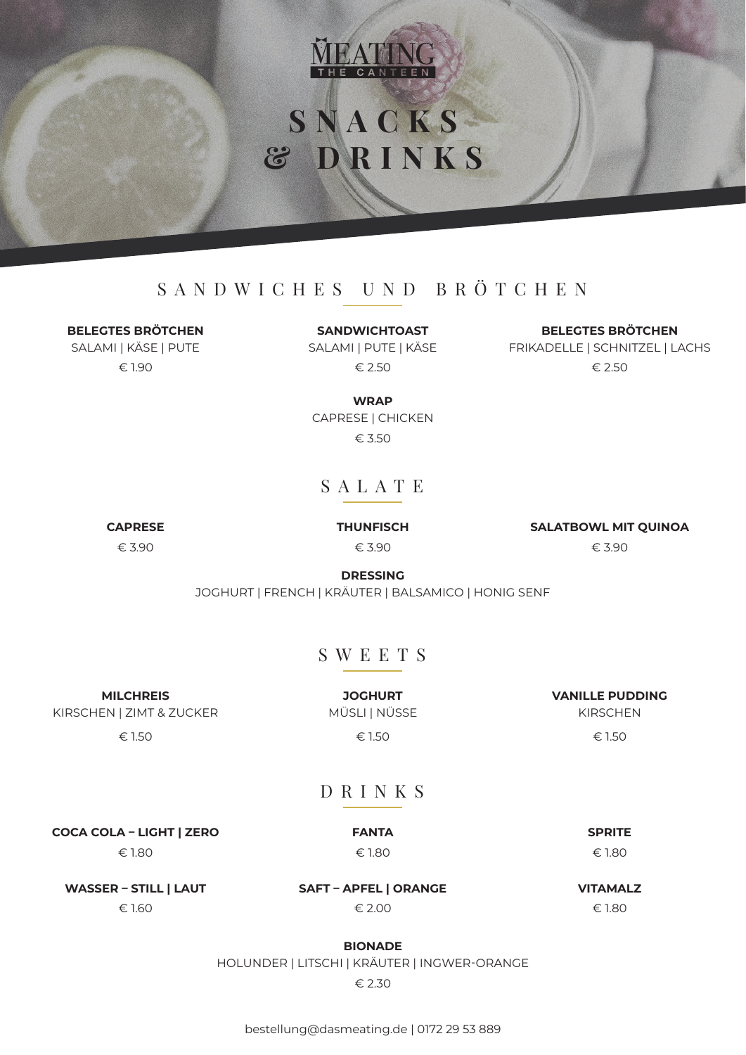MEATING
THE CANTEEN

# SNACKS & DRINKS

## SANDWICHES UND BRÖTCHEN

**BELEGTES BRÖTCHEN**
SALAMI | KÄSE | PUTE
€ 1.90

**SANDWICHTOAST**
SALAMI | PUTE | KÄSE
€ 2.50

**BELEGTES BRÖTCHEN**
FRIKADELLE | SCHNITZEL | LACHS
€ 2.50

**WRAP**
CAPRESE | CHICKEN
€ 3.50

## SALATE

**CAPRESE**
€ 3.90

**THUNFISCH**
€ 3.90

**SALATBOWL MIT QUINOA**
€ 3.90

**DRESSING**
JOGHURT | FRENCH | KRÄUTER | BALSAMICO | HONIG SENF

## SWEETS

**MILCHREIS**
KIRSCHEN | ZIMT & ZUCKER
€ 1.50

**JOGHURT**
MÜSLI | NÜSSE
€ 1.50

**VANILLE PUDDING**
KIRSCHEN
€ 1.50

## DRINKS

**COCA COLA – LIGHT | ZERO**
€ 1.80

**FANTA**
€ 1.80

**SPRITE**
€ 1.80

**WASSER – STILL | LAUT**
€ 1.60

**SAFT – APFEL | ORANGE**
€ 2.00

**VITAMALZ**
€ 1.80

**BIONADE**
HOLUNDER | LITSCHI | KRÄUTER | INGWER-ORANGE
€ 2.30

bestellung@dasmeating.de | 0172 29 53 889